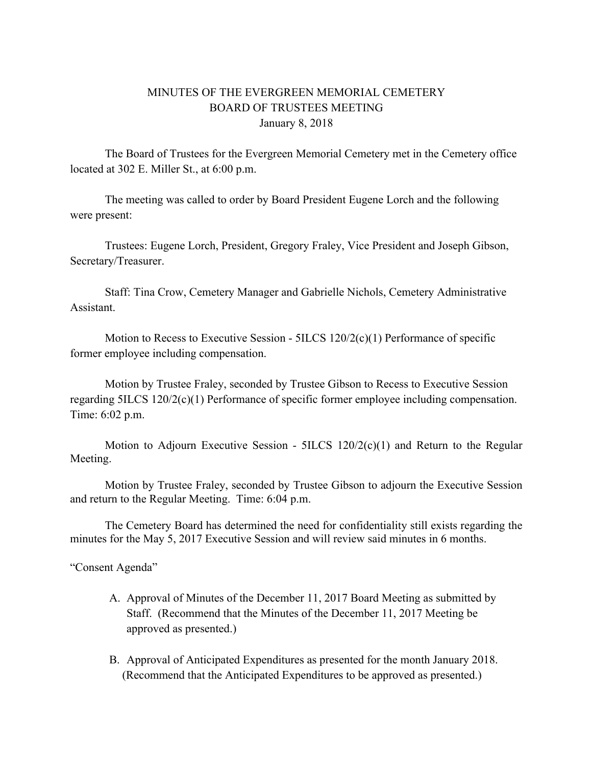# MINUTES OF THE EVERGREEN MEMORIAL CEMETERY BOARD OF TRUSTEES MEETING

January 8, 2018

The Board of Trustees for the Evergreen Memorial Cemetery met in the Cemetery office located at 302 E. Miller St., at 6:00 p.m.

The meeting was called to order by Board President Eugene Lorch and the following were present:

Trustees: Eugene Lorch, President, Gregory Fraley, Vice President and Joseph Gibson, Secretary/Treasurer.

Staff: Tina Crow, Cemetery Manager and Gabrielle Nichols, Cemetery Administrative Assistant.

Motion to Recess to Executive Session - 5ILCS 120/2(c)(1) Performance of specific former employee including compensation.

Motion by Trustee Fraley, seconded by Trustee Gibson to Recess to Executive Session regarding 5ILCS 120/2(c)(1) Performance of specific former employee including compensation. Time: 6:02 p.m.

Motion to Adjourn Executive Session - 5ILCS 120/2(c)(1) and Return to the Regular Meeting.

Motion by Trustee Fraley, seconded by Trustee Gibson to adjourn the Executive Session and return to the Regular Meeting. Time: 6:04 p.m.

The Cemetery Board has determined the need for confidentiality still exists regarding the minutes for the May 5, 2017 Executive Session and will review said minutes in 6 months.

"Consent Agenda"

A. Approval of Minutes of the December 11, 2017 Board Meeting as submitted by Staff. (Recommend that the Minutes of the December 11, 2017 Meeting be approved as presented.)

B. Approval of Anticipated Expenditures as presented for the month January 2018. (Recommend that the Anticipated Expenditures to be approved as presented.)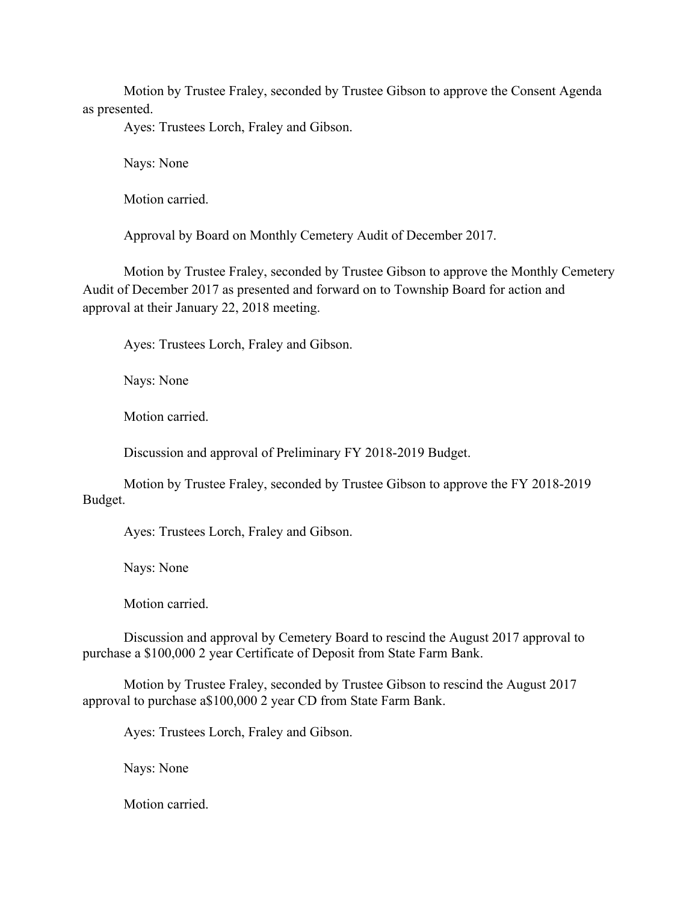Motion by Trustee Fraley, seconded by Trustee Gibson to approve the Consent Agenda as presented.

Ayes: Trustees Lorch, Fraley and Gibson.

Nays: None

Motion carried.

Approval by Board on Monthly Cemetery Audit of December 2017.

Motion by Trustee Fraley, seconded by Trustee Gibson to approve the Monthly Cemetery Audit of December 2017 as presented and forward on to Township Board for action and approval at their January 22, 2018 meeting.

Ayes: Trustees Lorch, Fraley and Gibson.

Nays: None

Motion carried.

Discussion and approval of Preliminary FY 2018-2019 Budget.

Motion by Trustee Fraley, seconded by Trustee Gibson to approve the FY 2018-2019 Budget.

Ayes: Trustees Lorch, Fraley and Gibson.

Nays: None

Motion carried.

Discussion and approval by Cemetery Board to rescind the August 2017 approval to purchase a $100,000 2 year Certificate of Deposit from State Farm Bank.

Motion by Trustee Fraley, seconded by Trustee Gibson to rescind the August 2017 approval to purchase a$100,000 2 year CD from State Farm Bank.

Ayes: Trustees Lorch, Fraley and Gibson.

Nays: None

Motion carried.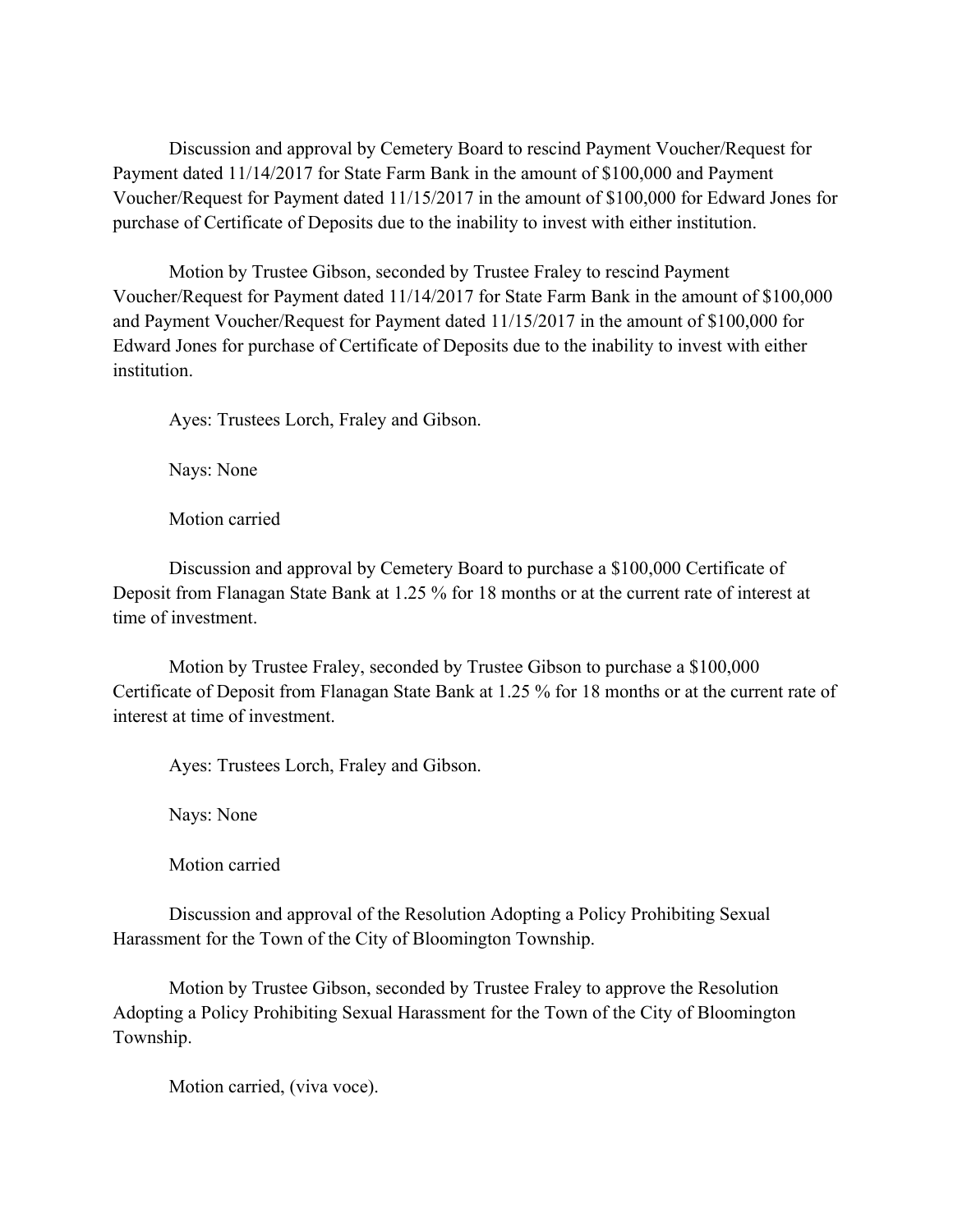Discussion and approval by Cemetery Board to rescind Payment Voucher/Request for Payment dated 11/14/2017 for State Farm Bank in the amount of $100,000 and Payment Voucher/Request for Payment dated 11/15/2017 in the amount of $100,000 for Edward Jones for purchase of Certificate of Deposits due to the inability to invest with either institution.

Motion by Trustee Gibson, seconded by Trustee Fraley to rescind Payment Voucher/Request for Payment dated 11/14/2017 for State Farm Bank in the amount of $100,000 and Payment Voucher/Request for Payment dated 11/15/2017 in the amount of $100,000 for Edward Jones for purchase of Certificate of Deposits due to the inability to invest with either institution.

Ayes: Trustees Lorch, Fraley and Gibson.

Nays: None

Motion carried

Discussion and approval by Cemetery Board to purchase a $100,000 Certificate of Deposit from Flanagan State Bank at 1.25 % for 18 months or at the current rate of interest at time of investment.

Motion by Trustee Fraley, seconded by Trustee Gibson to purchase a $100,000 Certificate of Deposit from Flanagan State Bank at 1.25 % for 18 months or at the current rate of interest at time of investment.

Ayes: Trustees Lorch, Fraley and Gibson.

Nays: None

Motion carried

Discussion and approval of the Resolution Adopting a Policy Prohibiting Sexual Harassment for the Town of the City of Bloomington Township.

Motion by Trustee Gibson, seconded by Trustee Fraley to approve the Resolution Adopting a Policy Prohibiting Sexual Harassment for the Town of the City of Bloomington Township.

Motion carried, (viva voce).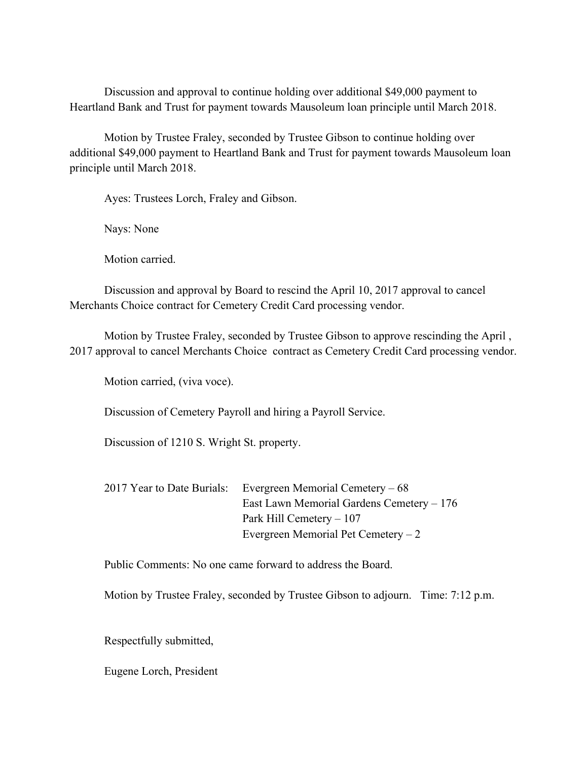Discussion and approval to continue holding over additional $49,000 payment to Heartland Bank and Trust for payment towards Mausoleum loan principle until March 2018.

Motion by Trustee Fraley, seconded by Trustee Gibson to continue holding over additional $49,000 payment to Heartland Bank and Trust for payment towards Mausoleum loan principle until March 2018.

Ayes: Trustees Lorch, Fraley and Gibson.

Nays: None

Motion carried.

Discussion and approval by Board to rescind the April 10, 2017 approval to cancel Merchants Choice contract for Cemetery Credit Card processing vendor.

Motion by Trustee Fraley, seconded by Trustee Gibson to approve rescinding the April , 2017 approval to cancel Merchants Choice contract as Cemetery Credit Card processing vendor.

Motion carried, (viva voce).

Discussion of Cemetery Payroll and hiring a Payroll Service.

Discussion of 1210 S. Wright St. property.

2017 Year to Date Burials: Evergreen Memorial Cemetery – 68
East Lawn Memorial Gardens Cemetery – 176
Park Hill Cemetery – 107
Evergreen Memorial Pet Cemetery – 2

Public Comments: No one came forward to address the Board.

Motion by Trustee Fraley, seconded by Trustee Gibson to adjourn. Time: 7:12 p.m.

Respectfully submitted,

Eugene Lorch, President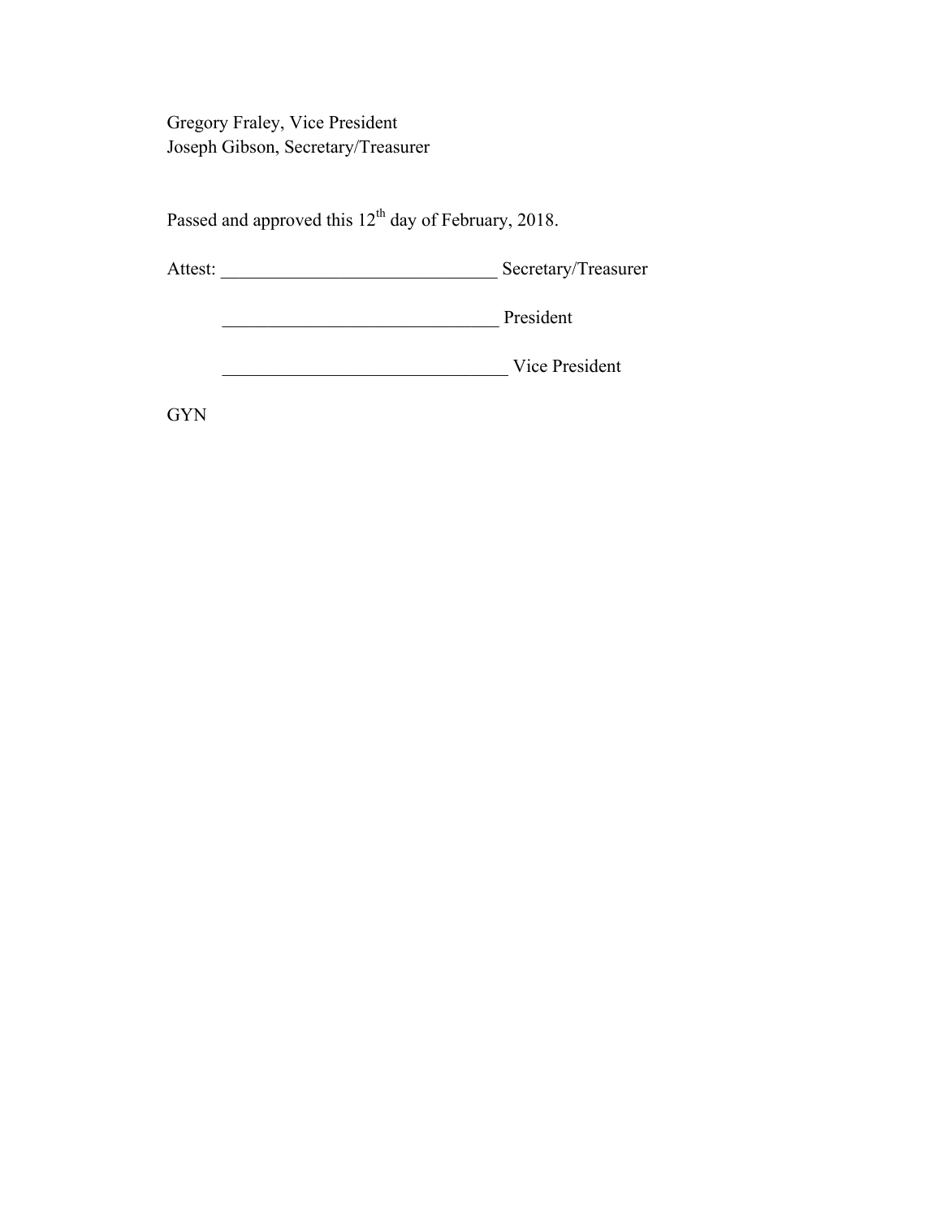Gregory Fraley, Vice President
Joseph Gibson, Secretary/Treasurer

Passed and approved this 12th day of February, 2018.

Attest: ______________________________ Secretary/Treasurer

______________________________ President

_______________________________ Vice President

GYN